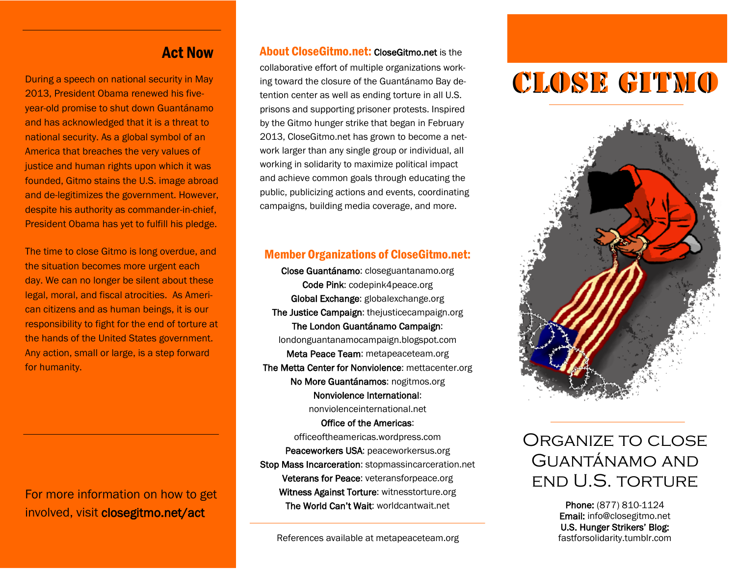## Act Now

During a speech on national security in May 2013, President Obama renewed his five-year-old promise to shut down Guantánamo and has acknowledged that it is a threat to national security. As a global symbol of an America that breaches the very values of justice and human rights upon which it was founded, Gitmo stains the U.S. image abroad and de-legitimizes the government. However, despite his authority as commander-in-chief, President Obama has yet to fulfill his pledge.

The time to close Gitmo is long overdue, and the situation becomes more urgent each day. We can no longer be silent about these legal, moral, and fiscal atrocities. As American citizens and as human beings, it is our responsibility to fight for the end of torture at the hands of the United States government. Any action, small or large, is a step forward for humanity.

For more information on how to get involved, visit **closegitmo.net/act**

**About CloseGitmo.net:** CloseGitmo.net is the collaborative effort of multiple organizations working toward the closure of the Guantánamo Bay detention center as well as ending torture in all U.S. prisons and supporting prisoner protests. Inspired by the Gitmo hunger strike that began in February 2013, CloseGitmo.net has grown to become a network larger than any single group or individual, all working in solidarity to maximize political impact and achieve common goals through educating the public, publicizing actions and events, coordinating campaigns, building media coverage, and more.

### Member Organizations of CloseGitmo.net:

Close Guantánamo: closeguantanamo.org
Code Pink: codepink4peace.org
Global Exchange: globalexchange.org
The Justice Campaign: thejusticecampaign.org
The London Guantánamo Campaign: londonguantanamocampaign.blogspot.com
Meta Peace Team: metapeaceteam.org
The Metta Center for Nonviolence: mettacenter.org
No More Guantánamos: nogitmos.org
Nonviolence International: nonviolenceinternational.net
Office of the Americas: officeoftheamericas.wordpress.com
Peaceworkers USA: peaceworkersus.org
Stop Mass Incarceration: stopmassincarceration.net
Veterans for Peace: veteransforpeace.org
Witness Against Torture: witnesstorture.org
The World Can't Wait: worldcantwait.net

References available at metapeaceteam.org

# CLOSE GITMO

## Organize to close Guantánamo and end U.S. torture

**Phone:** (877) 810-1124
**Email:** info@closegitmo.net
**U.S. Hunger Strikers' Blog:** fastforsolidarity.tumblr.com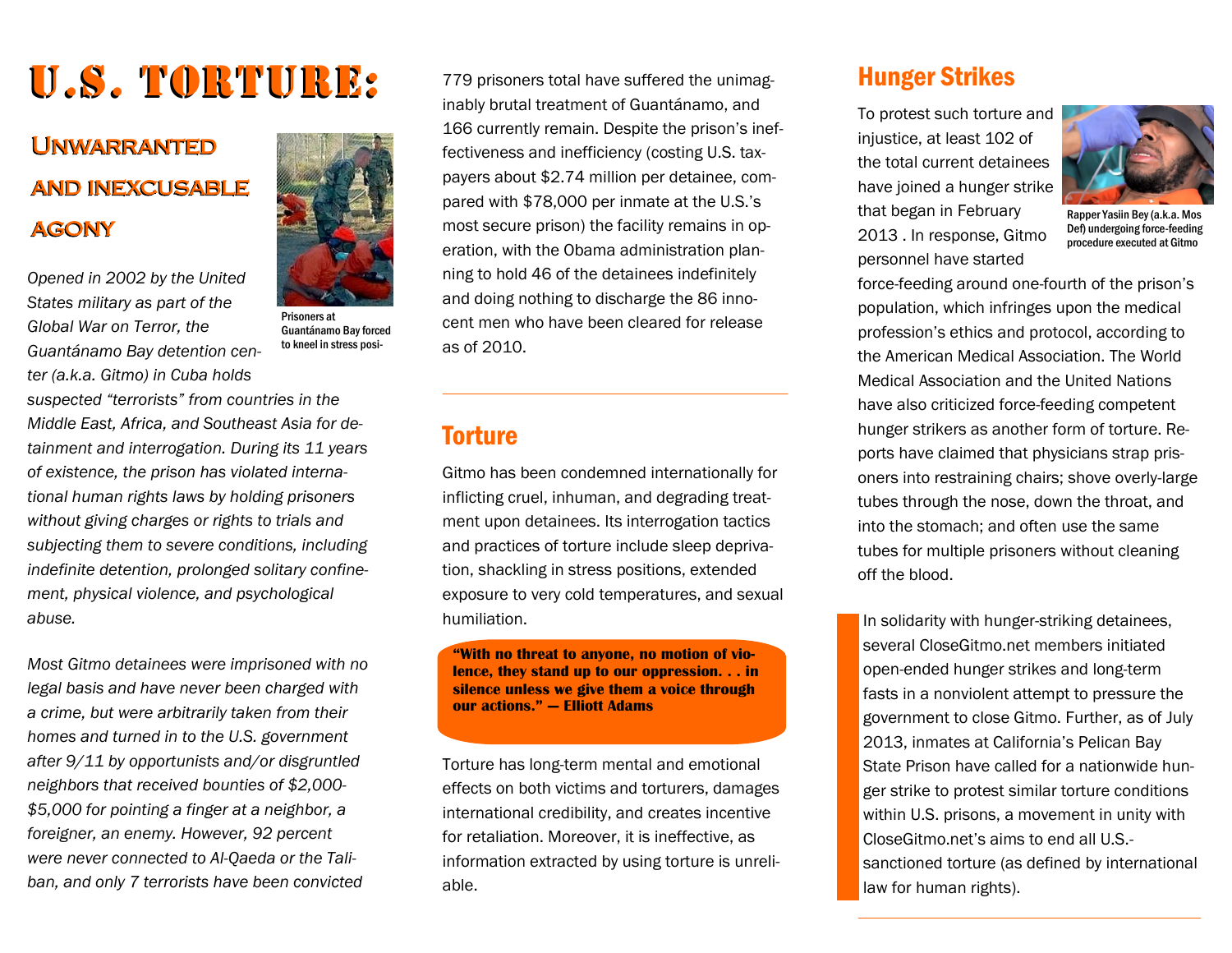# U.S. TORTURE:

## Unwarranted and inexcusable agony

*Opened in 2002 by the United States military as part of the Global War on Terror, the Guantánamo Bay detention center (a.k.a. Gitmo) in Cuba holds suspected "terrorists" from countries in the Middle East, Africa, and Southeast Asia for detainment and interrogation. During its 11 years of existence, the prison has violated international human rights laws by holding prisoners without giving charges or rights to trials and subjecting them to severe conditions, including indefinite detention, prolonged solitary confinement, physical violence, and psychological abuse.*

Prisoners at Guantánamo Bay forced to kneel in stress posi-

*Most Gitmo detainees were imprisoned with no legal basis and have never been charged with a crime, but were arbitrarily taken from their homes and turned in to the U.S. government after 9/11 by opportunists and/or disgruntled neighbors that received bounties of $2,000-$5,000 for pointing a finger at a neighbor, a foreigner, an enemy. However, 92 percent were never connected to Al-Qaeda or the Taliban, and only 7 terrorists have been convicted*

779 prisoners total have suffered the unimaginably brutal treatment of Guantánamo, and 166 currently remain. Despite the prison's ineffectiveness and inefficiency (costing U.S. taxpayers about $2.74 million per detainee, compared with $78,000 per inmate at the U.S.'s most secure prison) the facility remains in operation, with the Obama administration planning to hold 46 of the detainees indefinitely and doing nothing to discharge the 86 innocent men who have been cleared for release as of 2010.

---

## Torture

Gitmo has been condemned internationally for inflicting cruel, inhuman, and degrading treatment upon detainees. Its interrogation tactics and practices of torture include sleep deprivation, shackling in stress positions, extended exposure to very cold temperatures, and sexual humiliation.

**"With no threat to anyone, no motion of violence, they stand up to our oppression. . . in silence unless we give them a voice through our actions." — Elliott Adams**

Torture has long-term mental and emotional effects on both victims and torturers, damages international credibility, and creates incentive for retaliation. Moreover, it is ineffective, as information extracted by using torture is unreliable.

## Hunger Strikes

To protest such torture and injustice, at least 102 of the total current detainees have joined a hunger strike that began in February 2013 . In response, Gitmo personnel have started force-feeding around one-fourth of the prison's population, which infringes upon the medical profession's ethics and protocol, according to the American Medical Association. The World Medical Association and the United Nations have also criticized force-feeding competent hunger strikers as another form of torture. Reports have claimed that physicians strap prisoners into restraining chairs; shove overly-large tubes through the nose, down the throat, and into the stomach; and often use the same tubes for multiple prisoners without cleaning off the blood.

Rapper Yasiin Bey (a.k.a. Mos Def) undergoing force-feeding procedure executed at Gitmo

In solidarity with hunger-striking detainees, several CloseGitmo.net members initiated open-ended hunger strikes and long-term fasts in a nonviolent attempt to pressure the government to close Gitmo. Further, as of July 2013, inmates at California's Pelican Bay State Prison have called for a nationwide hunger strike to protest similar torture conditions within U.S. prisons, a movement in unity with CloseGitmo.net's aims to end all U.S.-sanctioned torture (as defined by international law for human rights).